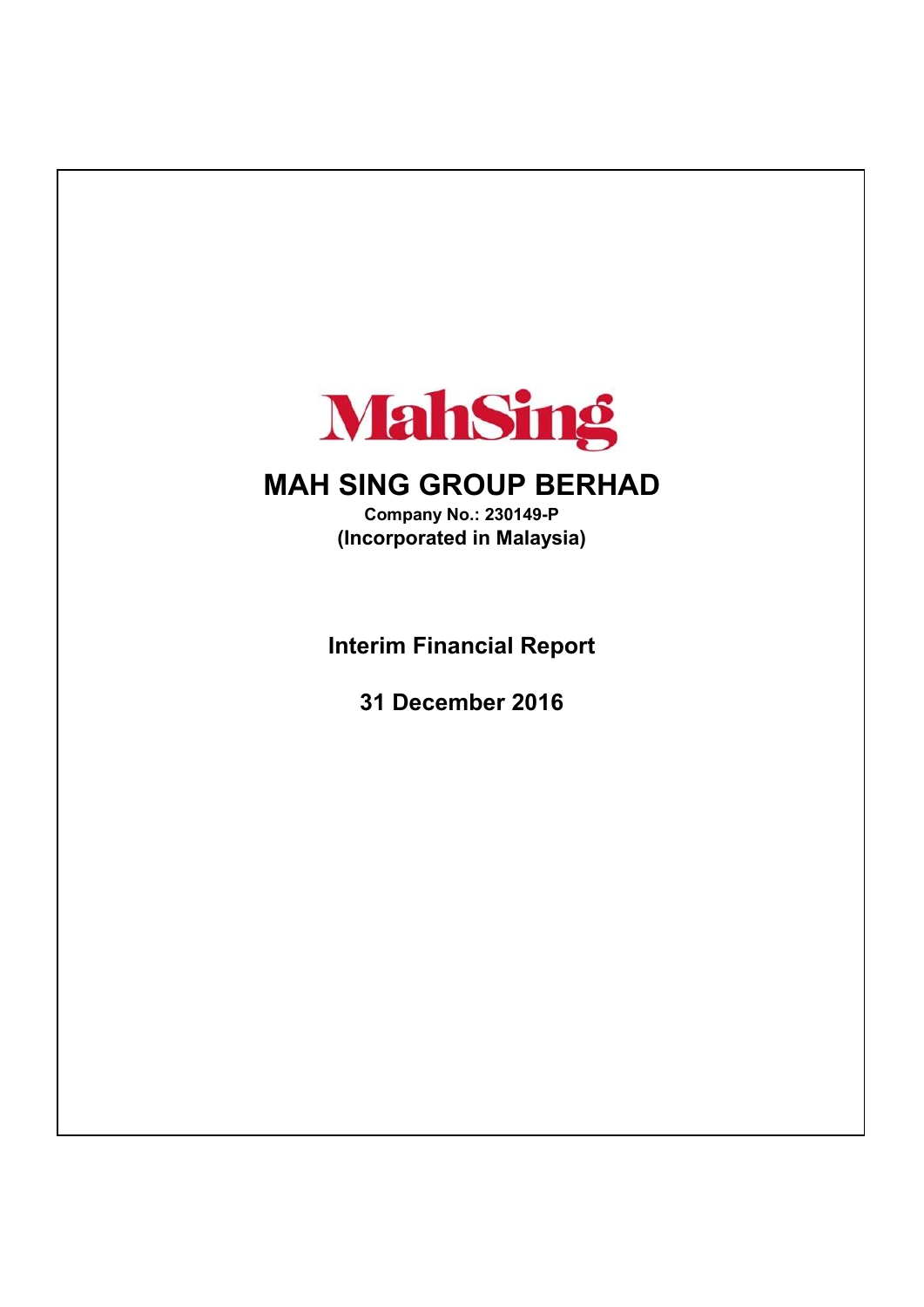MahSing

# MAH SING GROUP BERHAD

**Company No.: 230149-P**

**(Incorporated in Malaysia)**

## Interim Financial Report

## 31 December 2016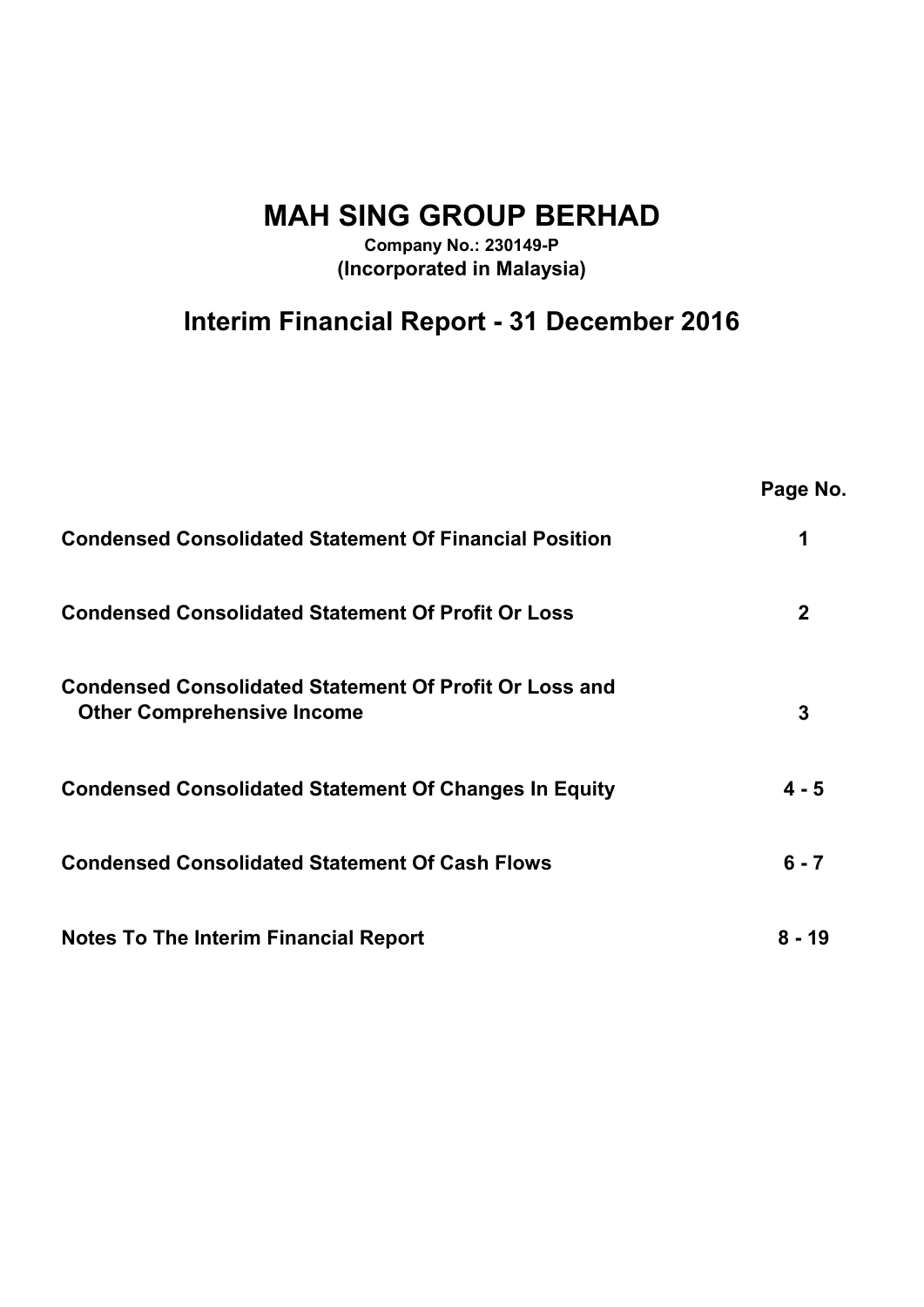# MAH SING GROUP BERHAD

**Company No.: 230149-P**
**(Incorporated in Malaysia)**

## Interim Financial Report - 31 December 2016

| | Page No. |
|---|---|
| **Condensed Consolidated Statement Of Financial Position** | **1** |
| **Condensed Consolidated Statement Of Profit Or Loss** | **2** |
| **Condensed Consolidated Statement Of Profit Or Loss and Other Comprehensive Income** | **3** |
| **Condensed Consolidated Statement Of Changes In Equity** | **4 - 5** |
| **Condensed Consolidated Statement Of Cash Flows** | **6 - 7** |
| **Notes To The Interim Financial Report** | **8 - 19** |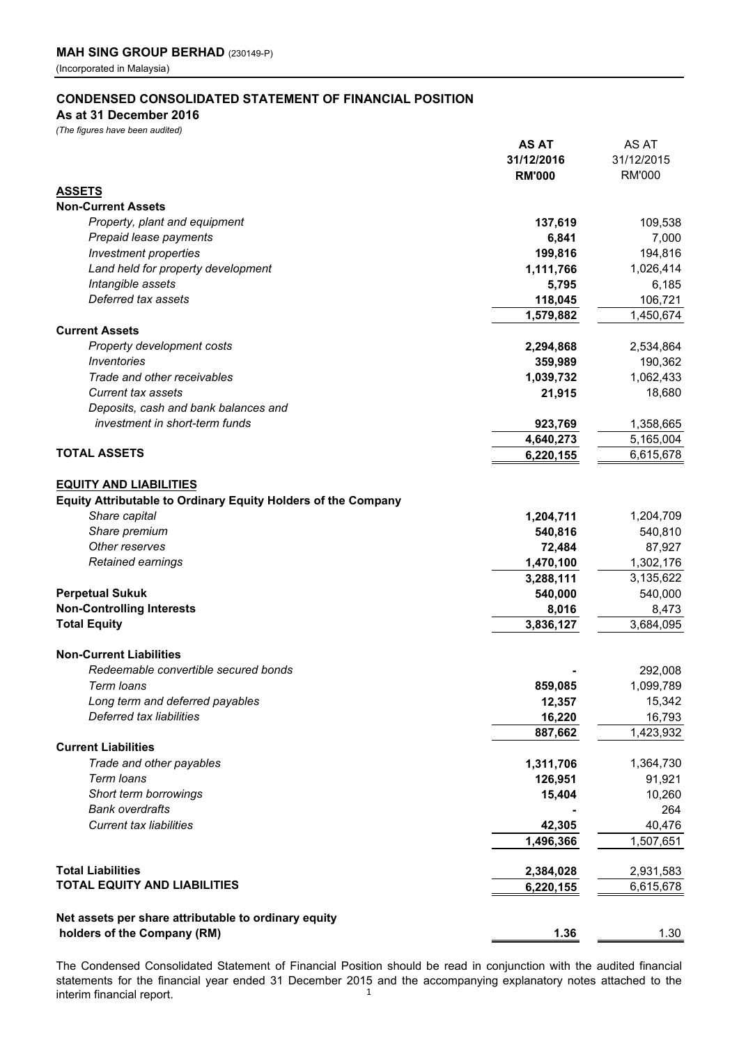**MAH SING GROUP BERHAD** (230149-P)
(Incorporated in Malaysia)

## CONDENSED CONSOLIDATED STATEMENT OF FINANCIAL POSITION

**As at 31 December 2016**

*(The figures have been audited)*

| | **AS AT 31/12/2016 RM'000** | AS AT 31/12/2015 RM'000 |
|---|---|---|
| **ASSETS** | | |
| **Non-Current Assets** | | |
| *Property, plant and equipment* | **137,619** | 109,538 |
| *Prepaid lease payments* | **6,841** | 7,000 |
| *Investment properties* | **199,816** | 194,816 |
| *Land held for property development* | **1,111,766** | 1,026,414 |
| *Intangible assets* | **5,795** | 6,185 |
| *Deferred tax assets* | **118,045** | 106,721 |
| | **1,579,882** | 1,450,674 |
| **Current Assets** | | |
| *Property development costs* | **2,294,868** | 2,534,864 |
| *Inventories* | **359,989** | 190,362 |
| *Trade and other receivables* | **1,039,732** | 1,062,433 |
| *Current tax assets* | **21,915** | 18,680 |
| *Deposits, cash and bank balances and investment in short-term funds* | **923,769** | 1,358,665 |
| | **4,640,273** | 5,165,004 |
| **TOTAL ASSETS** | **6,220,155** | 6,615,678 |
| | | |
| **EQUITY AND LIABILITIES** | | |
| **Equity Attributable to Ordinary Equity Holders of the Company** | | |
| *Share capital* | **1,204,711** | 1,204,709 |
| *Share premium* | **540,816** | 540,810 |
| *Other reserves* | **72,484** | 87,927 |
| *Retained earnings* | **1,470,100** | 1,302,176 |
| | **3,288,111** | 3,135,622 |
| **Perpetual Sukuk** | **540,000** | 540,000 |
| **Non-Controlling Interests** | **8,016** | 8,473 |
| **Total Equity** | **3,836,127** | 3,684,095 |
| | | |
| **Non-Current Liabilities** | | |
| *Redeemable convertible secured bonds* | **-** | 292,008 |
| *Term loans* | **859,085** | 1,099,789 |
| *Long term and deferred payables* | **12,357** | 15,342 |
| *Deferred tax liabilities* | **16,220** | 16,793 |
| | **887,662** | 1,423,932 |
| **Current Liabilities** | | |
| *Trade and other payables* | **1,311,706** | 1,364,730 |
| *Term loans* | **126,951** | 91,921 |
| *Short term borrowings* | **15,404** | 10,260 |
| *Bank overdrafts* | **-** | 264 |
| *Current tax liabilities* | **42,305** | 40,476 |
| | **1,496,366** | 1,507,651 |
| | | |
| **Total Liabilities** | **2,384,028** | 2,931,583 |
| **TOTAL EQUITY AND LIABILITIES** | **6,220,155** | 6,615,678 |
| | | |
| **Net assets per share attributable to ordinary equity holders of the Company (RM)** | **1.36** | 1.30 |

The Condensed Consolidated Statement of Financial Position should be read in conjunction with the audited financial statements for the financial year ended 31 December 2015 and the accompanying explanatory notes attached to the interim financial report.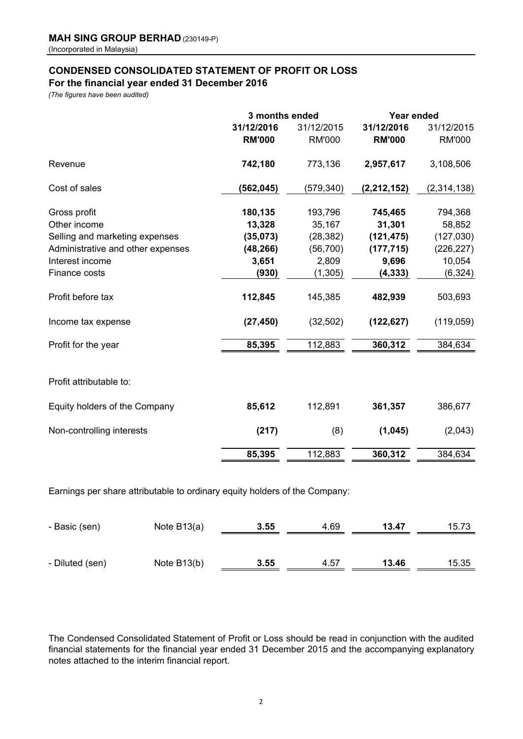**MAH SING GROUP BERHAD** (230149-P)
(Incorporated in Malaysia)

## CONDENSED CONSOLIDATED STATEMENT OF PROFIT OR LOSS
### For the financial year ended 31 December 2016

*(The figures have been audited)*

| | | 3 months ended | | Year ended | |
|---|---|---|---|---|---|
| | | **31/12/2016** | 31/12/2015 | **31/12/2016** | 31/12/2015 |
| | | **RM'000** | RM'000 | **RM'000** | RM'000 |
| Revenue | | **742,180** | 773,136 | **2,957,617** | 3,108,506 |
| Cost of sales | | **(562,045)** | (579,340) | **(2,212,152)** | (2,314,138) |
| Gross profit | | **180,135** | 193,796 | **745,465** | 794,368 |
| Other income | | **13,328** | 35,167 | **31,301** | 58,852 |
| Selling and marketing expenses | | **(35,073)** | (28,382) | **(121,475)** | (127,030) |
| Administrative and other expenses | | **(48,266)** | (56,700) | **(177,715)** | (226,227) |
| Interest income | | **3,651** | 2,809 | **9,696** | 10,054 |
| Finance costs | | **(930)** | (1,305) | **(4,333)** | (6,324) |
| Profit before tax | | **112,845** | 145,385 | **482,939** | 503,693 |
| Income tax expense | | **(27,450)** | (32,502) | **(122,627)** | (119,059) |
| Profit for the year | | **85,395** | 112,883 | **360,312** | 384,634 |
| Profit attributable to: | | | | | |
| Equity holders of the Company | | **85,612** | 112,891 | **361,357** | 386,677 |
| Non-controlling interests | | **(217)** | (8) | **(1,045)** | (2,043) |
| | | **85,395** | 112,883 | **360,312** | 384,634 |
| Earnings per share attributable to ordinary equity holders of the Company: | | | | | |
| - Basic (sen) | Note B13(a) | **3.55** | 4.69 | **13.47** | 15.73 |
| - Diluted (sen) | Note B13(b) | **3.55** | 4.57 | **13.46** | 15.35 |

The Condensed Consolidated Statement of Profit or Loss should be read in conjunction with the audited financial statements for the financial year ended 31 December 2015 and the accompanying explanatory notes attached to the interim financial report.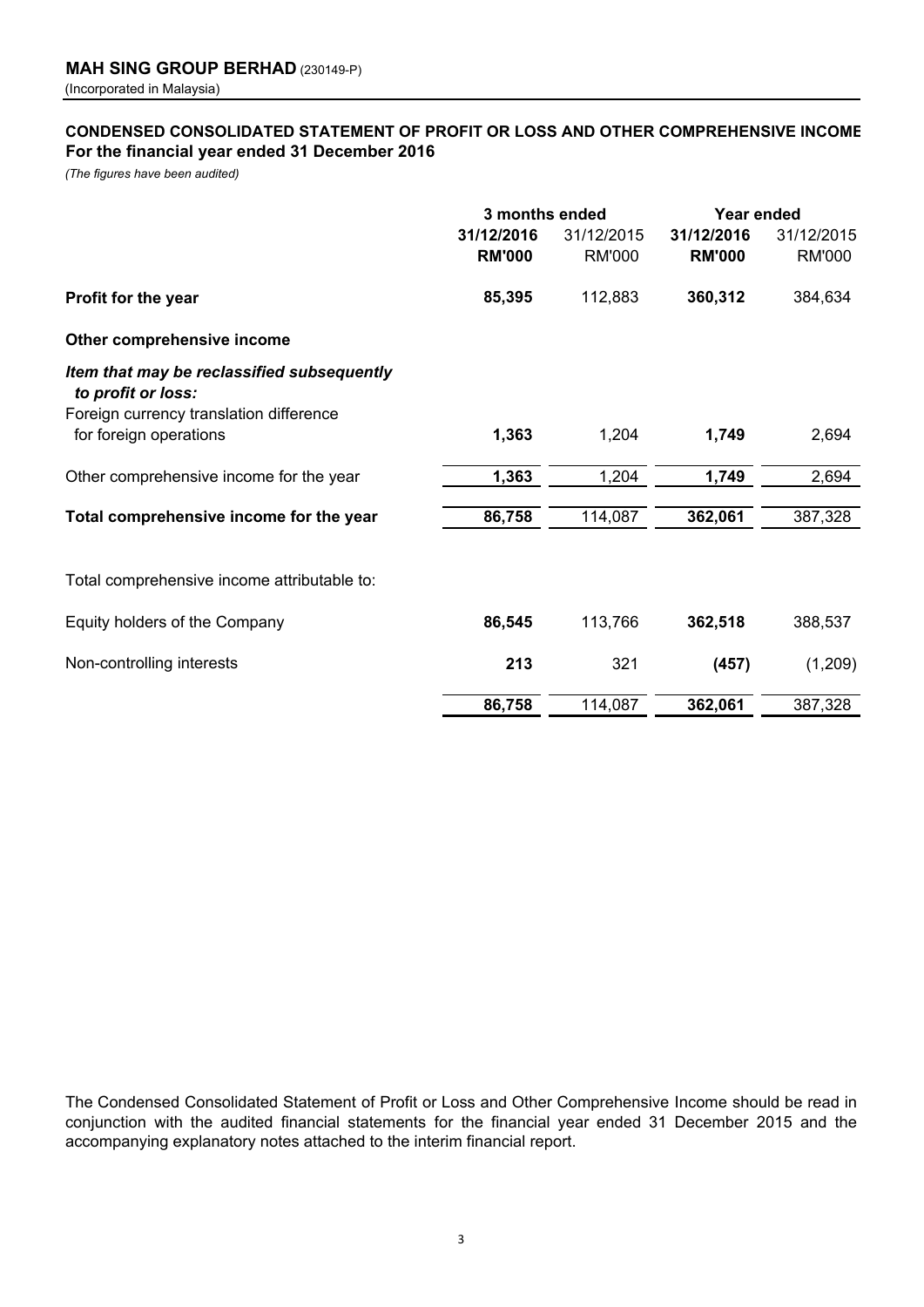**MAH SING GROUP BERHAD** (230149-P)
(Incorporated in Malaysia)

**CONDENSED CONSOLIDATED STATEMENT OF PROFIT OR LOSS AND OTHER COMPREHENSIVE INCOME**
**For the financial year ended 31 December 2016**
*(The figures have been audited)*

| | 3 months ended | | Year ended | |
|---|---|---|---|---|
| | **31/12/2016** | 31/12/2015 | **31/12/2016** | 31/12/2015 |
| | **RM'000** | RM'000 | **RM'000** | RM'000 |
| **Profit for the year** | **85,395** | 112,883 | **360,312** | 384,634 |
| **Other comprehensive income** | | | | |
| ***Item that may be reclassified subsequently to profit or loss:*** | | | | |
| Foreign currency translation difference for foreign operations | **1,363** | 1,204 | **1,749** | 2,694 |
| Other comprehensive income for the year | **1,363** | 1,204 | **1,749** | 2,694 |
| **Total comprehensive income for the year** | **86,758** | 114,087 | **362,061** | 387,328 |
| Total comprehensive income attributable to: | | | | |
| Equity holders of the Company | **86,545** | 113,766 | **362,518** | 388,537 |
| Non-controlling interests | **213** | 321 | **(457)** | (1,209) |
| | **86,758** | 114,087 | **362,061** | 387,328 |

The Condensed Consolidated Statement of Profit or Loss and Other Comprehensive Income should be read in conjunction with the audited financial statements for the financial year ended 31 December 2015 and the accompanying explanatory notes attached to the interim financial report.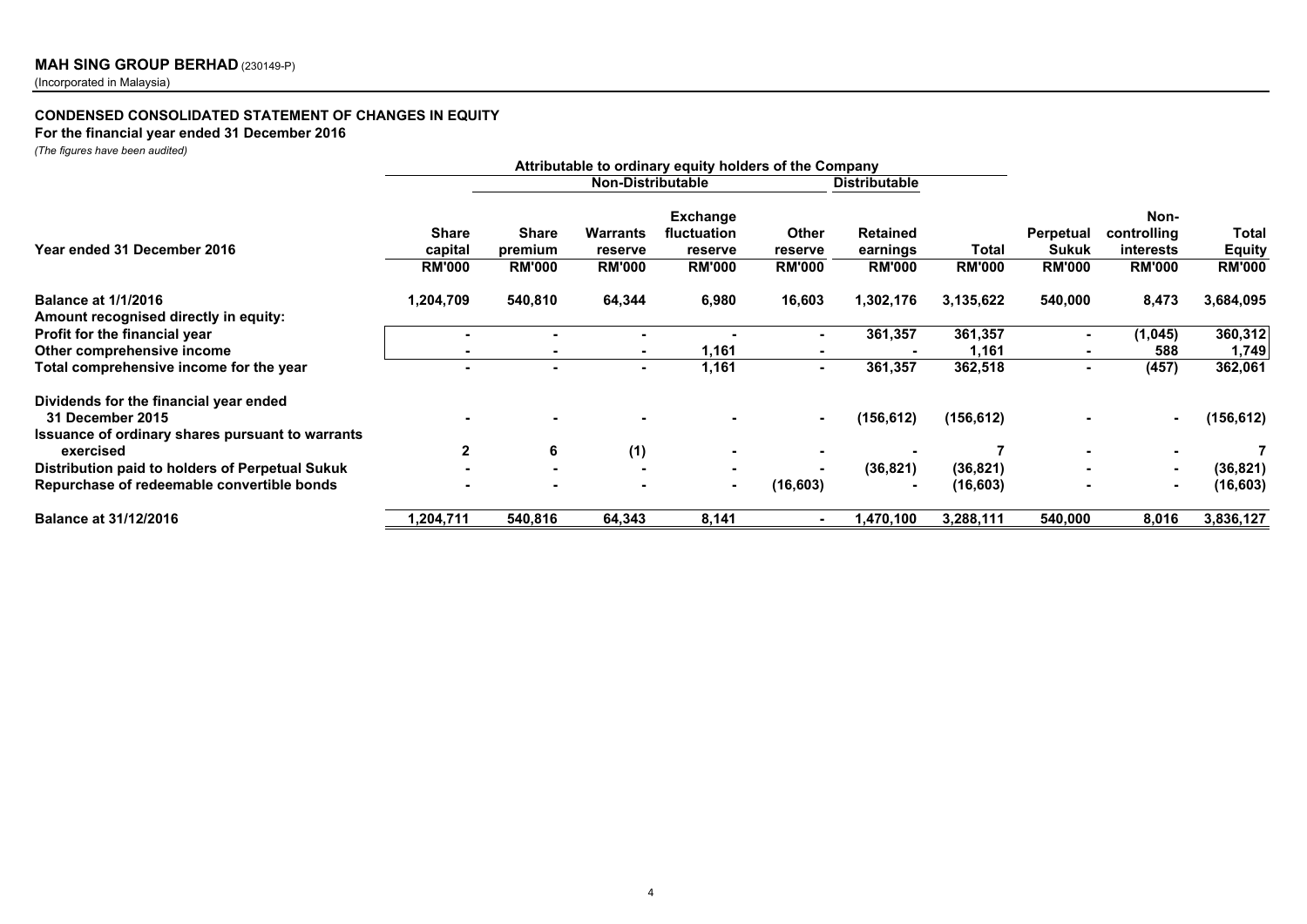**MAH SING GROUP BERHAD** (230149-P)
(Incorporated in Malaysia)

**CONDENSED CONSOLIDATED STATEMENT OF CHANGES IN EQUITY**
**For the financial year ended 31 December 2016**
*(The figures have been audited)*

| | Attributable to ordinary equity holders of the Company | | | | | | | | | |
|---|---|---|---|---|---|---|---|---|---|---|
| | | Non-Distributable | | | | Distributable | | | | |
| **Year ended 31 December 2016** | **Share capital** | **Share premium** | **Warrants reserve** | **Exchange fluctuation reserve** | **Other reserve** | **Retained earnings** | **Total** | **Perpetual Sukuk** | **Non-controlling interests** | **Total Equity** |
| | **RM'000** | **RM'000** | **RM'000** | **RM'000** | **RM'000** | **RM'000** | **RM'000** | **RM'000** | **RM'000** | **RM'000** |
| **Balance at 1/1/2016** | 1,204,709 | 540,810 | 64,344 | 6,980 | 16,603 | 1,302,176 | 3,135,622 | 540,000 | 8,473 | 3,684,095 |
| **Amount recognised directly in equity:** | | | | | | | | | | |
| **Profit for the financial year** | - | - | - | - | - | 361,357 | 361,357 | - | (1,045) | 360,312 |
| **Other comprehensive income** | - | - | - | 1,161 | - | - | 1,161 | - | 588 | 1,749 |
| **Total comprehensive income for the year** | - | - | - | 1,161 | - | 361,357 | 362,518 | - | (457) | 362,061 |
| **Dividends for the financial year ended 31 December 2015** | - | - | - | - | - | (156,612) | (156,612) | - | - | (156,612) |
| **Issuance of ordinary shares pursuant to warrants exercised** | 2 | 6 | (1) | - | - | - | 7 | - | - | 7 |
| **Distribution paid to holders of Perpetual Sukuk** | - | - | - | - | - | (36,821) | (36,821) | - | - | (36,821) |
| **Repurchase of redeemable convertible bonds** | - | - | - | - | (16,603) | - | (16,603) | - | - | (16,603) |
| **Balance at 31/12/2016** | 1,204,711 | 540,816 | 64,343 | 8,141 | - | 1,470,100 | 3,288,111 | 540,000 | 8,016 | 3,836,127 |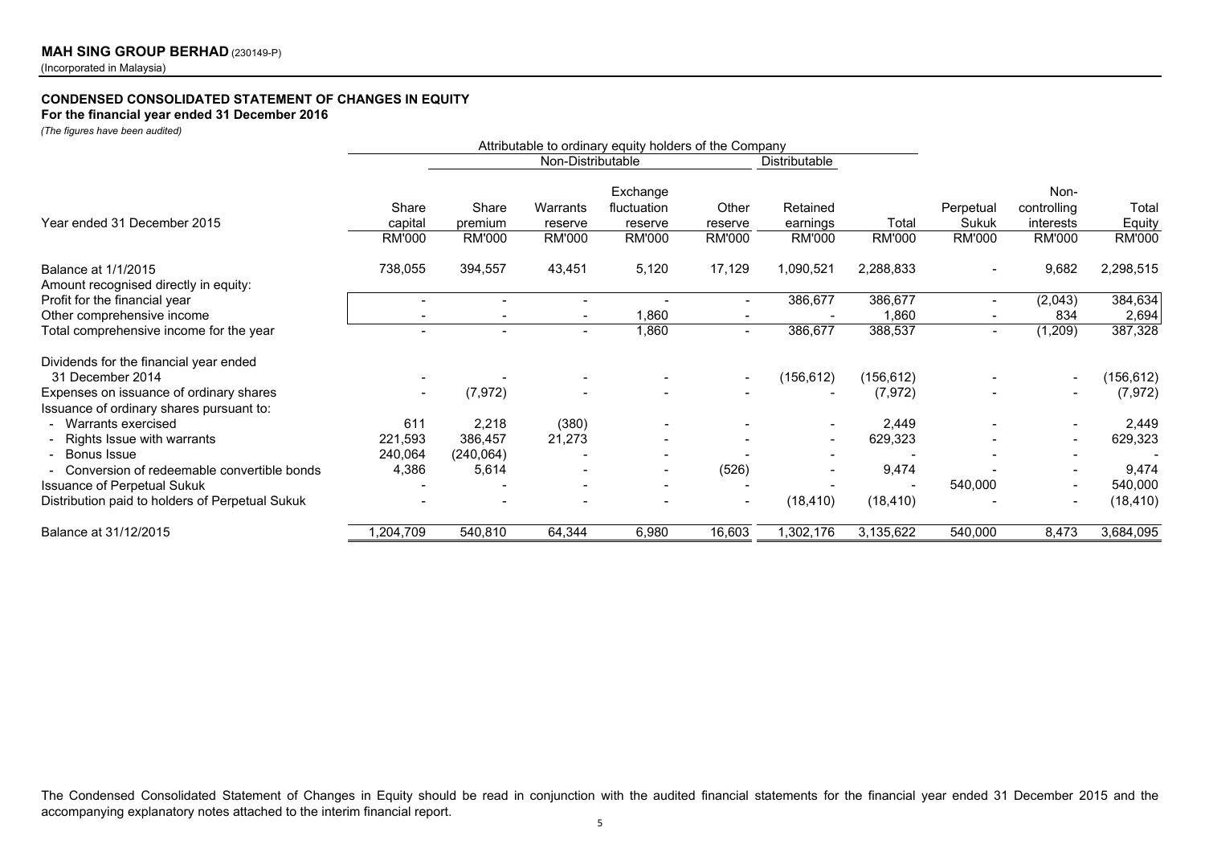**MAH SING GROUP BERHAD** (230149-P)
(Incorporated in Malaysia)

**CONDENSED CONSOLIDATED STATEMENT OF CHANGES IN EQUITY**
**For the financial year ended 31 December 2016**
*(The figures have been audited)*

| | Attributable to ordinary equity holders of the Company | | | | | | | | | |
|---|---|---|---|---|---|---|---|---|---|---|
| | | Non-Distributable | | | | Distributable | | | | |
| Year ended 31 December 2015 | Share capital | Share premium | Warrants reserve | Exchange fluctuation reserve | Other reserve | Retained earnings | Total | Perpetual Sukuk | Non-controlling interests | Total Equity |
| | RM'000 | RM'000 | RM'000 | RM'000 | RM'000 | RM'000 | RM'000 | RM'000 | RM'000 | RM'000 |
| Balance at 1/1/2015 | 738,055 | 394,557 | 43,451 | 5,120 | 17,129 | 1,090,521 | 2,288,833 | - | 9,682 | 2,298,515 |
| Amount recognised directly in equity: | | | | | | | | | | |
| Profit for the financial year | - | - | - | - | - | 386,677 | 386,677 | - | (2,043) | 384,634 |
| Other comprehensive income | - | - | - | 1,860 | - | - | 1,860 | - | 834 | 2,694 |
| Total comprehensive income for the year | - | - | - | 1,860 | - | 386,677 | 388,537 | - | (1,209) | 387,328 |
| Dividends for the financial year ended 31 December 2014 | - | - | - | - | - | (156,612) | (156,612) | - | - | (156,612) |
| Expenses on issuance of ordinary shares | - | (7,972) | - | - | - | - | (7,972) | - | - | (7,972) |
| Issuance of ordinary shares pursuant to: | | | | | | | | | | |
| - Warrants exercised | 611 | 2,218 | (380) | - | - | - | 2,449 | - | - | 2,449 |
| - Rights Issue with warrants | 221,593 | 386,457 | 21,273 | - | - | - | 629,323 | - | - | 629,323 |
| - Bonus Issue | 240,064 | (240,064) | - | - | - | - | - | - | - | - |
| - Conversion of redeemable convertible bonds | 4,386 | 5,614 | - | - | (526) | - | 9,474 | - | - | 9,474 |
| Issuance of Perpetual Sukuk | - | - | - | - | - | - | - | 540,000 | - | 540,000 |
| Distribution paid to holders of Perpetual Sukuk | - | - | - | - | - | (18,410) | (18,410) | - | - | (18,410) |
| Balance at 31/12/2015 | 1,204,709 | 540,810 | 64,344 | 6,980 | 16,603 | 1,302,176 | 3,135,622 | 540,000 | 8,473 | 3,684,095 |

The Condensed Consolidated Statement of Changes in Equity should be read in conjunction with the audited financial statements for the financial year ended 31 December 2015 and the accompanying explanatory notes attached to the interim financial report.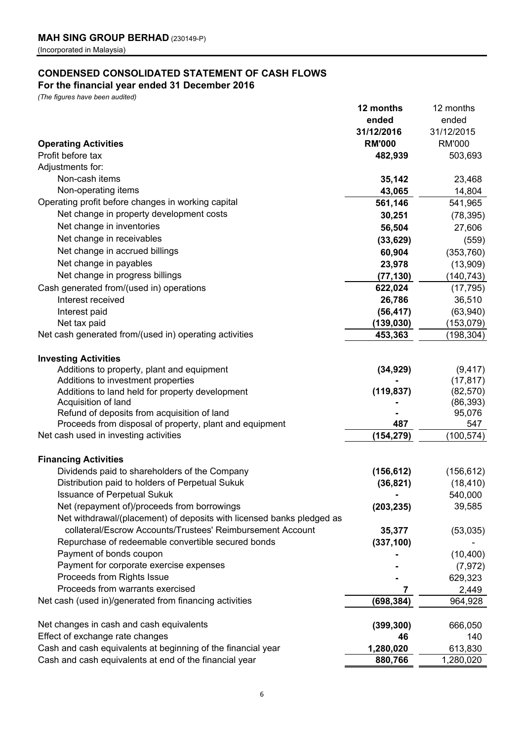**MAH SING GROUP BERHAD** (230149-P)
(Incorporated in Malaysia)

## CONDENSED CONSOLIDATED STATEMENT OF CASH FLOWS

### For the financial year ended 31 December 2016

*(The figures have been audited)*

| | **12 months ended 31/12/2016** | 12 months ended 31/12/2015 |
|---|---|---|
| **Operating Activities** | **RM'000** | RM'000 |
| Profit before tax | **482,939** | 503,693 |
| Adjustments for: | | |
| Non-cash items | **35,142** | 23,468 |
| Non-operating items | **43,065** | 14,804 |
| Operating profit before changes in working capital | **561,146** | 541,965 |
| Net change in property development costs | **30,251** | (78,395) |
| Net change in inventories | **56,504** | 27,606 |
| Net change in receivables | **(33,629)** | (559) |
| Net change in accrued billings | **60,904** | (353,760) |
| Net change in payables | **23,978** | (13,909) |
| Net change in progress billings | **(77,130)** | (140,743) |
| Cash generated from/(used in) operations | **622,024** | (17,795) |
| Interest received | **26,786** | 36,510 |
| Interest paid | **(56,417)** | (63,940) |
| Net tax paid | **(139,030)** | (153,079) |
| Net cash generated from/(used in) operating activities | **453,363** | (198,304) |
| | | |
| **Investing Activities** | | |
| Additions to property, plant and equipment | **(34,929)** | (9,417) |
| Additions to investment properties | **-** | (17,817) |
| Additions to land held for property development | **(119,837)** | (82,570) |
| Acquisition of land | **-** | (86,393) |
| Refund of deposits from acquisition of land | **-** | 95,076 |
| Proceeds from disposal of property, plant and equipment | **487** | 547 |
| Net cash used in investing activities | **(154,279)** | (100,574) |
| | | |
| **Financing Activities** | | |
| Dividends paid to shareholders of the Company | **(156,612)** | (156,612) |
| Distribution paid to holders of Perpetual Sukuk | **(36,821)** | (18,410) |
| Issuance of Perpetual Sukuk | **-** | 540,000 |
| Net (repayment of)/proceeds from borrowings | **(203,235)** | 39,585 |
| Net withdrawal/(placement) of deposits with licensed banks pledged as collateral/Escrow Accounts/Trustees' Reimbursement Account | **35,377** | (53,035) |
| Repurchase of redeemable convertible secured bonds | **(337,100)** | - |
| Payment of bonds coupon | **-** | (10,400) |
| Payment for corporate exercise expenses | **-** | (7,972) |
| Proceeds from Rights Issue | **-** | 629,323 |
| Proceeds from warrants exercised | **7** | 2,449 |
| Net cash (used in)/generated from financing activities | **(698,384)** | 964,928 |
| | | |
| Net changes in cash and cash equivalents | **(399,300)** | 666,050 |
| Effect of exchange rate changes | **46** | 140 |
| Cash and cash equivalents at beginning of the financial year | **1,280,020** | 613,830 |
| Cash and cash equivalents at end of the financial year | **880,766** | 1,280,020 |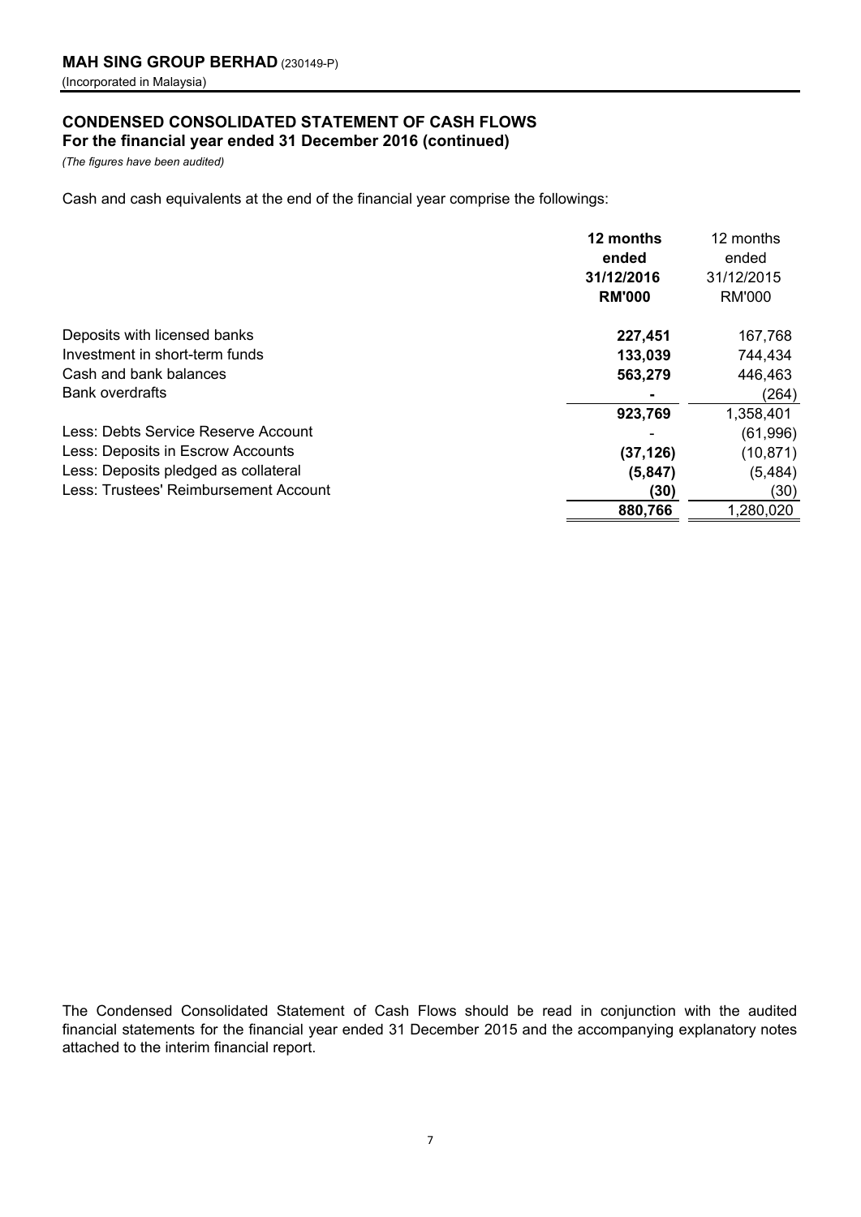**MAH SING GROUP BERHAD** (230149-P)
(Incorporated in Malaysia)

## CONDENSED CONSOLIDATED STATEMENT OF CASH FLOWS
**For the financial year ended 31 December 2016 (continued)**

*(The figures have been audited)*

Cash and cash equivalents at the end of the financial year comprise the followings:

| | **12 months ended 31/12/2016 RM'000** | 12 months ended 31/12/2015 RM'000 |
|---|---|---|
| Deposits with licensed banks | **227,451** | 167,768 |
| Investment in short-term funds | **133,039** | 744,434 |
| Cash and bank balances | **563,279** | 446,463 |
| Bank overdrafts | **-** | (264) |
| | **923,769** | 1,358,401 |
| Less: Debts Service Reserve Account | - | (61,996) |
| Less: Deposits in Escrow Accounts | **(37,126)** | (10,871) |
| Less: Deposits pledged as collateral | **(5,847)** | (5,484) |
| Less: Trustees' Reimbursement Account | **(30)** | (30) |
| | **880,766** | 1,280,020 |

The Condensed Consolidated Statement of Cash Flows should be read in conjunction with the audited financial statements for the financial year ended 31 December 2015 and the accompanying explanatory notes attached to the interim financial report.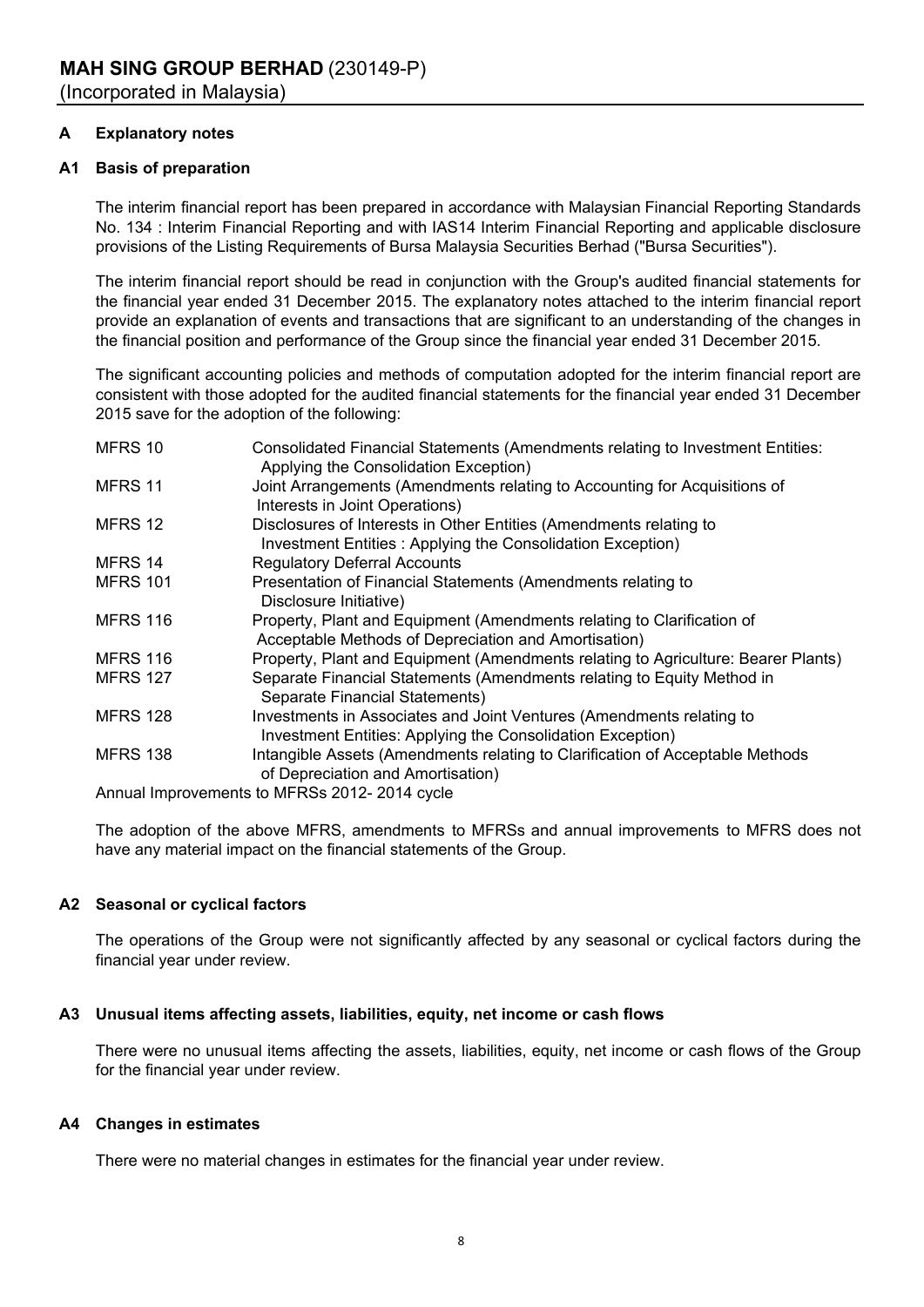**MAH SING GROUP BERHAD** (230149-P)
(Incorporated in Malaysia)

## A Explanatory notes

### A1 Basis of preparation

The interim financial report has been prepared in accordance with Malaysian Financial Reporting Standards No. 134 : Interim Financial Reporting and with IAS14 Interim Financial Reporting and applicable disclosure provisions of the Listing Requirements of Bursa Malaysia Securities Berhad ("Bursa Securities").

The interim financial report should be read in conjunction with the Group's audited financial statements for the financial year ended 31 December 2015. The explanatory notes attached to the interim financial report provide an explanation of events and transactions that are significant to an understanding of the changes in the financial position and performance of the Group since the financial year ended 31 December 2015.

The significant accounting policies and methods of computation adopted for the interim financial report are consistent with those adopted for the audited financial statements for the financial year ended 31 December 2015 save for the adoption of the following:

| | |
|---|---|
| MFRS 10 | Consolidated Financial Statements (Amendments relating to Investment Entities: Applying the Consolidation Exception) |
| MFRS 11 | Joint Arrangements (Amendments relating to Accounting for Acquisitions of Interests in Joint Operations) |
| MFRS 12 | Disclosures of Interests in Other Entities (Amendments relating to Investment Entities : Applying the Consolidation Exception) |
| MFRS 14 | Regulatory Deferral Accounts |
| MFRS 101 | Presentation of Financial Statements (Amendments relating to Disclosure Initiative) |
| MFRS 116 | Property, Plant and Equipment (Amendments relating to Clarification of Acceptable Methods of Depreciation and Amortisation) |
| MFRS 116 | Property, Plant and Equipment (Amendments relating to Agriculture: Bearer Plants) |
| MFRS 127 | Separate Financial Statements (Amendments relating to Equity Method in Separate Financial Statements) |
| MFRS 128 | Investments in Associates and Joint Ventures (Amendments relating to Investment Entities: Applying the Consolidation Exception) |
| MFRS 138 | Intangible Assets (Amendments relating to Clarification of Acceptable Methods of Depreciation and Amortisation) |

Annual Improvements to MFRSs 2012- 2014 cycle

The adoption of the above MFRS, amendments to MFRSs and annual improvements to MFRS does not have any material impact on the financial statements of the Group.

### A2 Seasonal or cyclical factors

The operations of the Group were not significantly affected by any seasonal or cyclical factors during the financial year under review.

### A3 Unusual items affecting assets, liabilities, equity, net income or cash flows

There were no unusual items affecting the assets, liabilities, equity, net income or cash flows of the Group for the financial year under review.

### A4 Changes in estimates

There were no material changes in estimates for the financial year under review.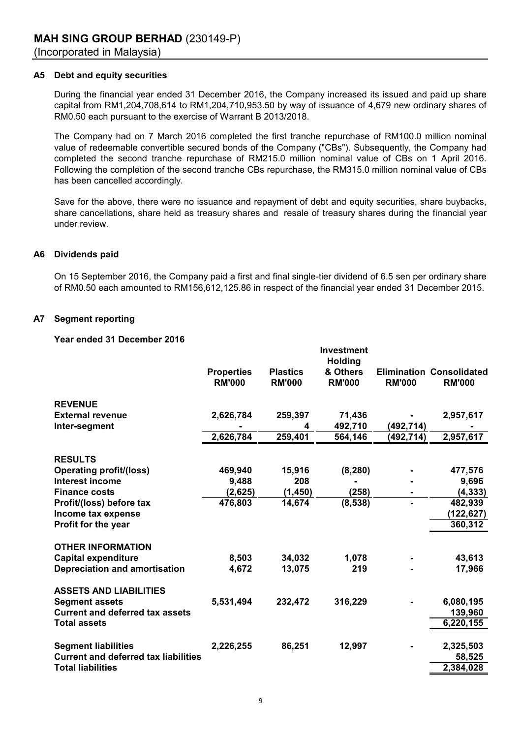## MAH SING GROUP BERHAD (230149-P)
(Incorporated in Malaysia)

### A5 Debt and equity securities

During the financial year ended 31 December 2016, the Company increased its issued and paid up share capital from RM1,204,708,614 to RM1,204,710,953.50 by way of issuance of 4,679 new ordinary shares of RM0.50 each pursuant to the exercise of Warrant B 2013/2018.

The Company had on 7 March 2016 completed the first tranche repurchase of RM100.0 million nominal value of redeemable convertible secured bonds of the Company ("CBs"). Subsequently, the Company had completed the second tranche repurchase of RM215.0 million nominal value of CBs on 1 April 2016. Following the completion of the second tranche CBs repurchase, the RM315.0 million nominal value of CBs has been cancelled accordingly.

Save for the above, there were no issuance and repayment of debt and equity securities, share buybacks, share cancellations, share held as treasury shares and resale of treasury shares during the financial year under review.

### A6 Dividends paid

On 15 September 2016, the Company paid a first and final single-tier dividend of 6.5 sen per ordinary share of RM0.50 each amounted to RM156,612,125.86 in respect of the financial year ended 31 December 2015.

### A7 Segment reporting

**Year ended 31 December 2016**

| | Properties RM'000 | Plastics RM'000 | Investment Holding & Others RM'000 | Elimination RM'000 | Consolidated RM'000 |
|---|---|---|---|---|---|
| **REVENUE** | | | | | |
| **External revenue** | 2,626,784 | 259,397 | 71,436 | - | 2,957,617 |
| **Inter-segment** | - | 4 | 492,710 | (492,714) | - |
| | 2,626,784 | 259,401 | 564,146 | (492,714) | 2,957,617 |
| **RESULTS** | | | | | |
| **Operating profit/(loss)** | 469,940 | 15,916 | (8,280) | - | 477,576 |
| **Interest income** | 9,488 | 208 | - | - | 9,696 |
| **Finance costs** | (2,625) | (1,450) | (258) | - | (4,333) |
| **Profit/(loss) before tax** | 476,803 | 14,674 | (8,538) | - | 482,939 |
| **Income tax expense** | | | | | (122,627) |
| **Profit for the year** | | | | | 360,312 |
| **OTHER INFORMATION** | | | | | |
| **Capital expenditure** | 8,503 | 34,032 | 1,078 | - | 43,613 |
| **Depreciation and amortisation** | 4,672 | 13,075 | 219 | - | 17,966 |
| **ASSETS AND LIABILITIES** | | | | | |
| **Segment assets** | 5,531,494 | 232,472 | 316,229 | - | 6,080,195 |
| **Current and deferred tax assets** | | | | | 139,960 |
| **Total assets** | | | | | 6,220,155 |
| **Segment liabilities** | 2,226,255 | 86,251 | 12,997 | - | 2,325,503 |
| **Current and deferred tax liabilities** | | | | | 58,525 |
| **Total liabilities** | | | | | 2,384,028 |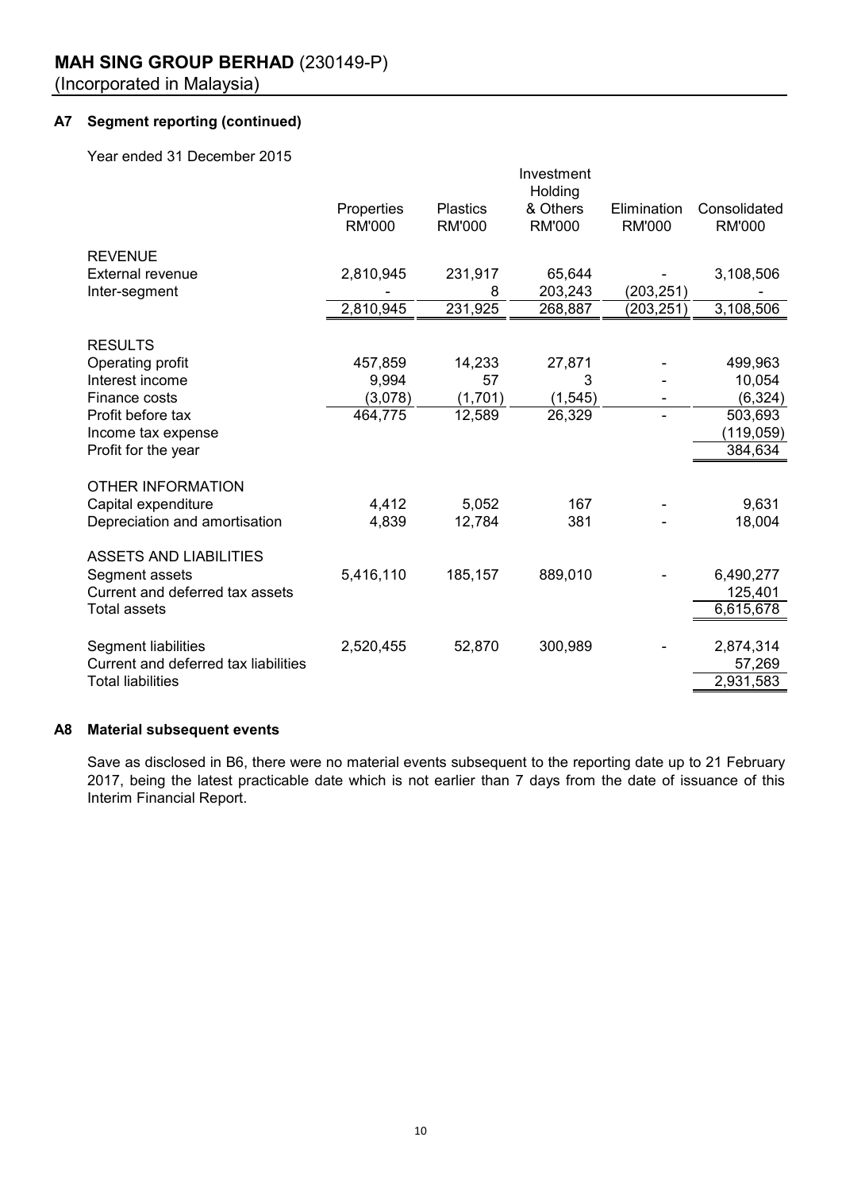**MAH SING GROUP BERHAD** (230149-P)
(Incorporated in Malaysia)

## A7 Segment reporting (continued)

Year ended 31 December 2015

| | Properties RM'000 | Plastics RM'000 | Investment Holding & Others RM'000 | Elimination RM'000 | Consolidated RM'000 |
|---|---|---|---|---|---|
| **REVENUE** | | | | | |
| External revenue | 2,810,945 | 231,917 | 65,644 | - | 3,108,506 |
| Inter-segment | - | 8 | 203,243 | (203,251) | - |
| | 2,810,945 | 231,925 | 268,887 | (203,251) | 3,108,506 |
| **RESULTS** | | | | | |
| Operating profit | 457,859 | 14,233 | 27,871 | - | 499,963 |
| Interest income | 9,994 | 57 | 3 | - | 10,054 |
| Finance costs | (3,078) | (1,701) | (1,545) | - | (6,324) |
| Profit before tax | 464,775 | 12,589 | 26,329 | - | 503,693 |
| Income tax expense | | | | | (119,059) |
| Profit for the year | | | | | 384,634 |
| **OTHER INFORMATION** | | | | | |
| Capital expenditure | 4,412 | 5,052 | 167 | - | 9,631 |
| Depreciation and amortisation | 4,839 | 12,784 | 381 | - | 18,004 |
| **ASSETS AND LIABILITIES** | | | | | |
| Segment assets | 5,416,110 | 185,157 | 889,010 | - | 6,490,277 |
| Current and deferred tax assets | | | | | 125,401 |
| Total assets | | | | | 6,615,678 |
| Segment liabilities | 2,520,455 | 52,870 | 300,989 | - | 2,874,314 |
| Current and deferred tax liabilities | | | | | 57,269 |
| Total liabilities | | | | | 2,931,583 |

## A8 Material subsequent events

Save as disclosed in B6, there were no material events subsequent to the reporting date up to 21 February 2017, being the latest practicable date which is not earlier than 7 days from the date of issuance of this Interim Financial Report.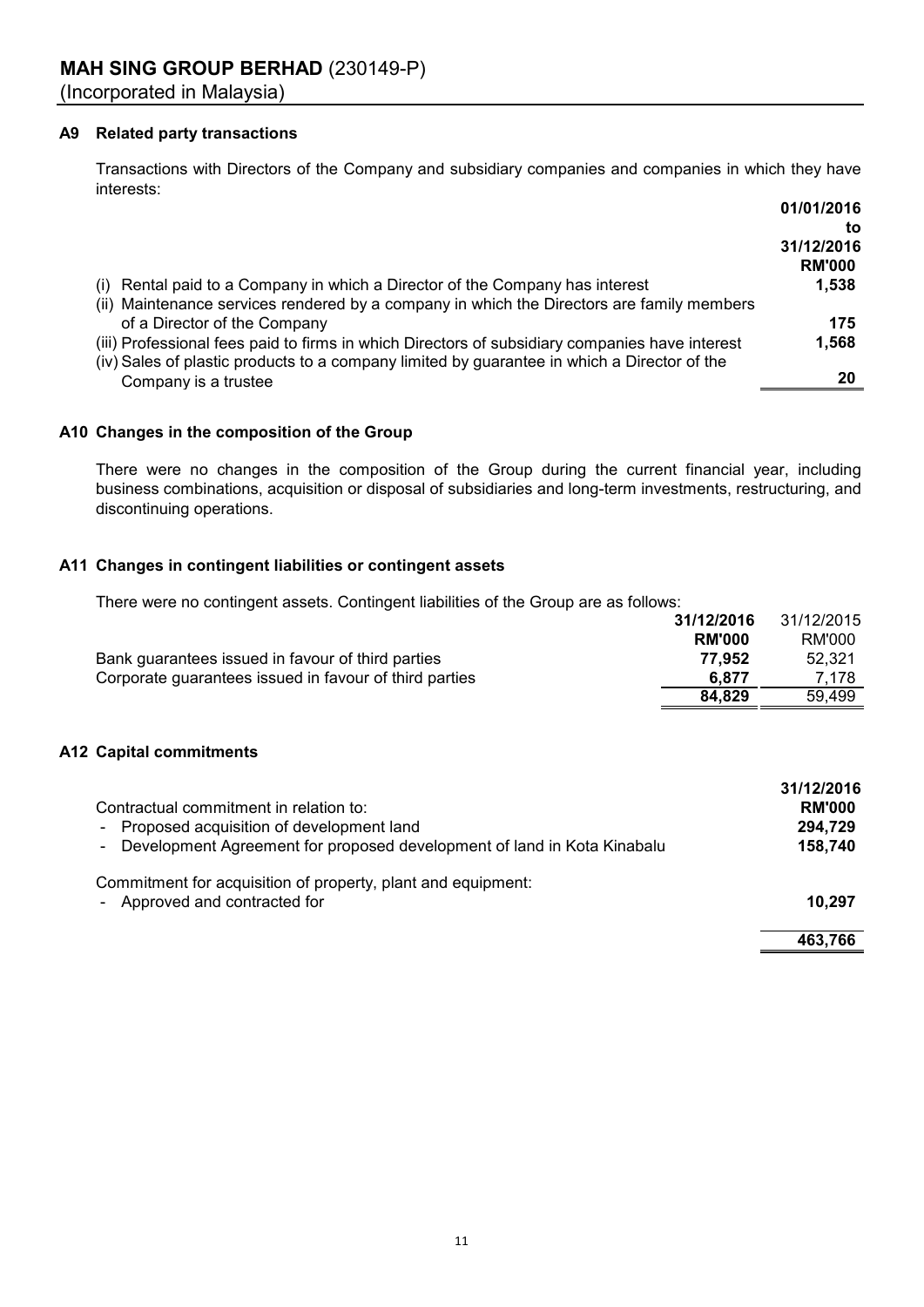**MAH SING GROUP BERHAD** (230149-P)
(Incorporated in Malaysia)

### A9 Related party transactions

Transactions with Directors of the Company and subsidiary companies and companies in which they have interests:

| | 01/01/2016 to 31/12/2016 RM'000 |
|---|---|
| (i) Rental paid to a Company in which a Director of the Company has interest | **1,538** |
| (ii) Maintenance services rendered by a company in which the Directors are family members of a Director of the Company | **175** |
| (iii) Professional fees paid to firms in which Directors of subsidiary companies have interest | **1,568** |
| (iv) Sales of plastic products to a company limited by guarantee in which a Director of the Company is a trustee | **20** |

### A10 Changes in the composition of the Group

There were no changes in the composition of the Group during the current financial year, including business combinations, acquisition or disposal of subsidiaries and long-term investments, restructuring, and discontinuing operations.

### A11 Changes in contingent liabilities or contingent assets

There were no contingent assets. Contingent liabilities of the Group are as follows:

| | 31/12/2016 RM'000 | 31/12/2015 RM'000 |
|---|---|---|
| Bank guarantees issued in favour of third parties | **77,952** | 52,321 |
| Corporate guarantees issued in favour of third parties | **6,877** | 7,178 |
| | **84,829** | 59,499 |

### A12 Capital commitments

| | 31/12/2016 RM'000 |
|---|---|
| Contractual commitment in relation to: | |
| - Proposed acquisition of development land | **294,729** |
| - Development Agreement for proposed development of land in Kota Kinabalu | **158,740** |
| Commitment for acquisition of property, plant and equipment: | |
| - Approved and contracted for | **10,297** |
| | **463,766** |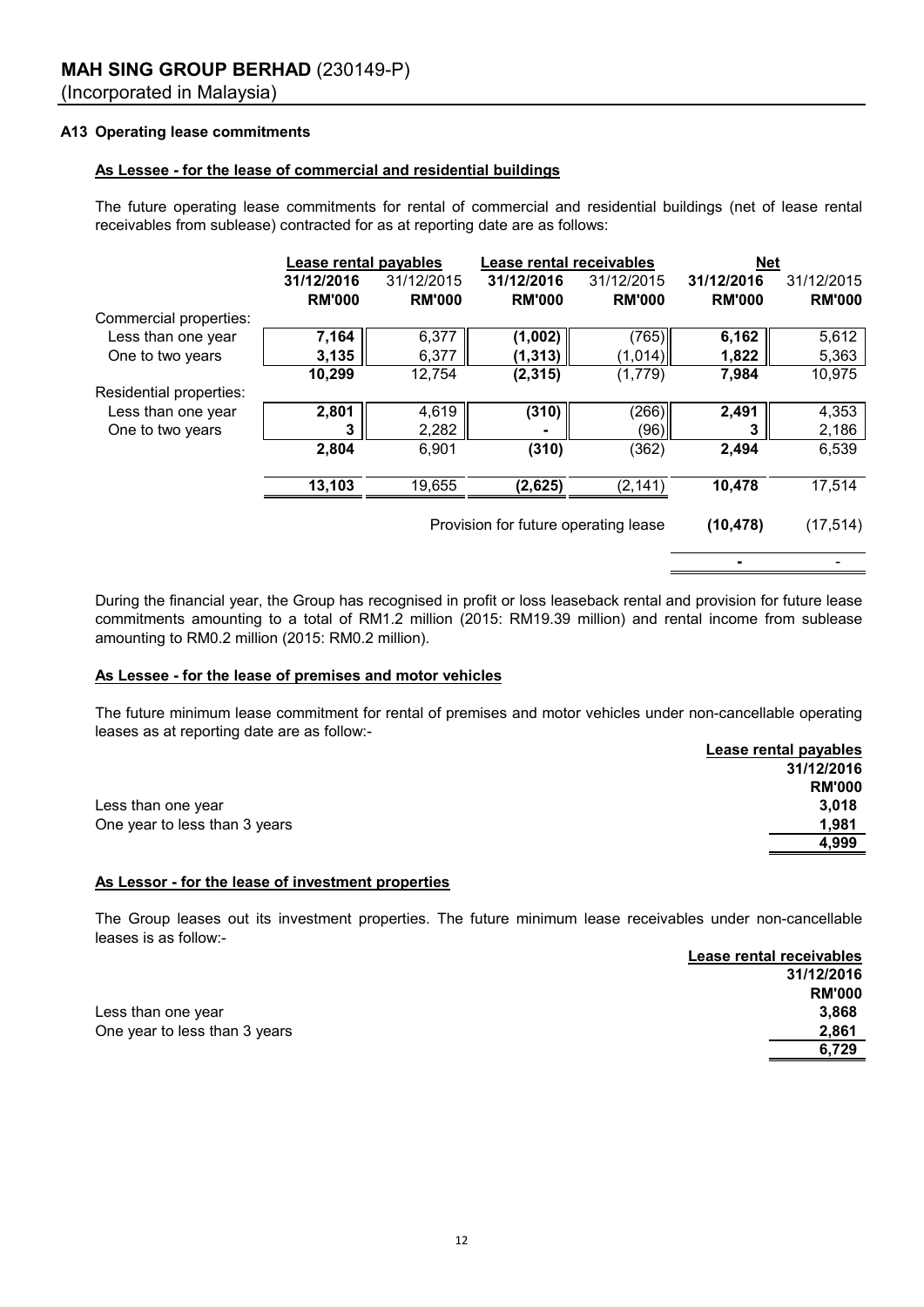## A13 Operating lease commitments

### As Lessee - for the lease of commercial and residential buildings

The future operating lease commitments for rental of commercial and residential buildings (net of lease rental receivables from sublease) contracted for as at reporting date are as follows:

| | Lease rental payables | | Lease rental receivables | | Net | |
|---|---|---|---|---|---|---|
| | **31/12/2016** | 31/12/2015 | **31/12/2016** | 31/12/2015 | **31/12/2016** | 31/12/2015 |
| | **RM'000** | **RM'000** | **RM'000** | **RM'000** | **RM'000** | **RM'000** |
| Commercial properties: | | | | | | |
| Less than one year | **7,164** | 6,377 | **(1,002)** | (765) | **6,162** | 5,612 |
| One to two years | **3,135** | 6,377 | **(1,313)** | (1,014) | **1,822** | 5,363 |
| | **10,299** | 12,754 | **(2,315)** | (1,779) | **7,984** | 10,975 |
| Residential properties: | | | | | | |
| Less than one year | **2,801** | 4,619 | **(310)** | (266) | **2,491** | 4,353 |
| One to two years | **3** | 2,282 | **-** | (96) | **3** | 2,186 |
| | **2,804** | 6,901 | **(310)** | (362) | **2,494** | 6,539 |
| | **13,103** | 19,655 | **(2,625)** | (2,141) | **10,478** | 17,514 |
| | | | Provision for future operating lease | | **(10,478)** | (17,514) |
| | | | | | **-** | - |

During the financial year, the Group has recognised in profit or loss leaseback rental and provision for future lease commitments amounting to a total of RM1.2 million (2015: RM19.39 million) and rental income from sublease amounting to RM0.2 million (2015: RM0.2 million).

### As Lessee - for the lease of premises and motor vehicles

The future minimum lease commitment for rental of premises and motor vehicles under non-cancellable operating leases as at reporting date are as follow:-

| | Lease rental payables |
|---|---|
| | **31/12/2016** |
| | **RM'000** |
| Less than one year | **3,018** |
| One year to less than 3 years | **1,981** |
| | **4,999** |

### As Lessor - for the lease of investment properties

The Group leases out its investment properties. The future minimum lease receivables under non-cancellable leases is as follow:-

| | Lease rental receivables |
|---|---|
| | **31/12/2016** |
| | **RM'000** |
| Less than one year | **3,868** |
| One year to less than 3 years | **2,861** |
| | **6,729** |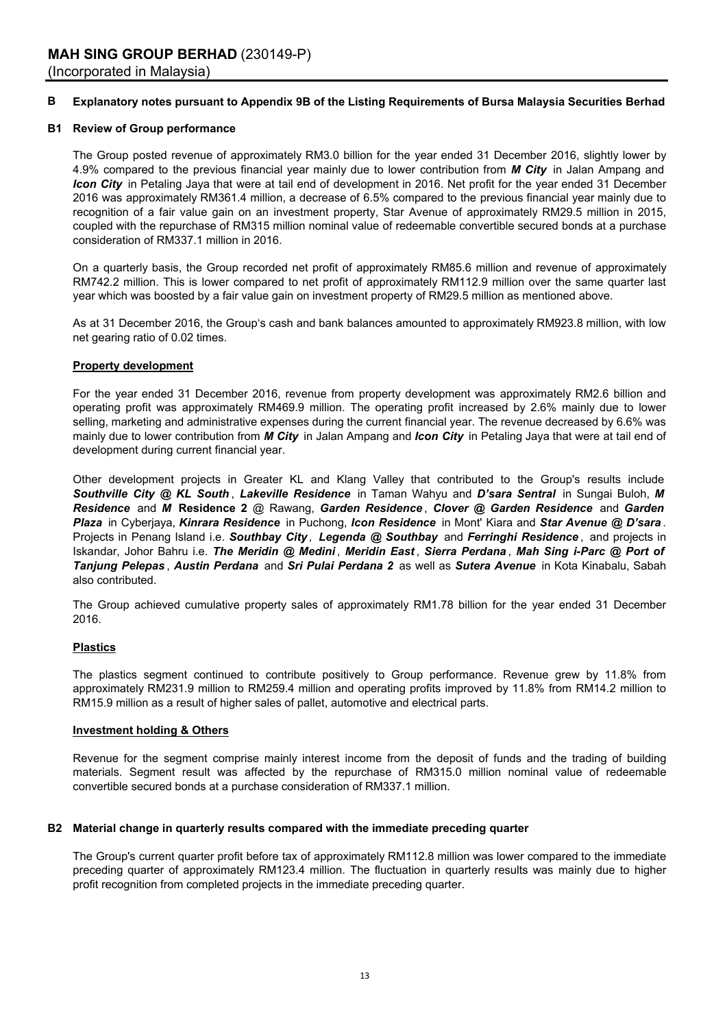## B Explanatory notes pursuant to Appendix 9B of the Listing Requirements of Bursa Malaysia Securities Berhad

### B1 Review of Group performance

The Group posted revenue of approximately RM3.0 billion for the year ended 31 December 2016, slightly lower by 4.9% compared to the previous financial year mainly due to lower contribution from ***M City*** in Jalan Ampang and ***Icon City*** in Petaling Jaya that were at tail end of development in 2016. Net profit for the year ended 31 December 2016 was approximately RM361.4 million, a decrease of 6.5% compared to the previous financial year mainly due to recognition of a fair value gain on an investment property, Star Avenue of approximately RM29.5 million in 2015, coupled with the repurchase of RM315 million nominal value of redeemable convertible secured bonds at a purchase consideration of RM337.1 million in 2016.

On a quarterly basis, the Group recorded net profit of approximately RM85.6 million and revenue of approximately RM742.2 million. This is lower compared to net profit of approximately RM112.9 million over the same quarter last year which was boosted by a fair value gain on investment property of RM29.5 million as mentioned above.

As at 31 December 2016, the Group's cash and bank balances amounted to approximately RM923.8 million, with low net gearing ratio of 0.02 times.

**Property development**

For the year ended 31 December 2016, revenue from property development was approximately RM2.6 billion and operating profit was approximately RM469.9 million. The operating profit increased by 2.6% mainly due to lower selling, marketing and administrative expenses during the current financial year. The revenue decreased by 6.6% was mainly due to lower contribution from ***M City*** in Jalan Ampang and ***Icon City*** in Petaling Jaya that were at tail end of development during current financial year.

Other development projects in Greater KL and Klang Valley that contributed to the Group's results include ***Southville City @ KL South***, ***Lakeville Residence*** in Taman Wahyu and ***D'sara Sentral*** in Sungai Buloh, ***M Residence*** and ***M*** **Residence 2** @ Rawang, ***Garden Residence***, ***Clover @ Garden Residence*** and ***Garden Plaza*** in Cyberjaya, ***Kinrara Residence*** in Puchong, ***Icon Residence*** in Mont' Kiara and ***Star Avenue @ D'sara***. Projects in Penang Island i.e. ***Southbay City***, ***Legenda @ Southbay*** and ***Ferringhi Residence***, and projects in Iskandar, Johor Bahru i.e. ***The Meridin @ Medini***, ***Meridin East***, ***Sierra Perdana***, ***Mah Sing i-Parc @ Port of Tanjung Pelepas***, ***Austin Perdana*** and ***Sri Pulai Perdana 2*** as well as ***Sutera Avenue*** in Kota Kinabalu, Sabah also contributed.

The Group achieved cumulative property sales of approximately RM1.78 billion for the year ended 31 December 2016.

**Plastics**

The plastics segment continued to contribute positively to Group performance. Revenue grew by 11.8% from approximately RM231.9 million to RM259.4 million and operating profits improved by 11.8% from RM14.2 million to RM15.9 million as a result of higher sales of pallet, automotive and electrical parts.

**Investment holding & Others**

Revenue for the segment comprise mainly interest income from the deposit of funds and the trading of building materials. Segment result was affected by the repurchase of RM315.0 million nominal value of redeemable convertible secured bonds at a purchase consideration of RM337.1 million.

### B2 Material change in quarterly results compared with the immediate preceding quarter

The Group's current quarter profit before tax of approximately RM112.8 million was lower compared to the immediate preceding quarter of approximately RM123.4 million. The fluctuation in quarterly results was mainly due to higher profit recognition from completed projects in the immediate preceding quarter.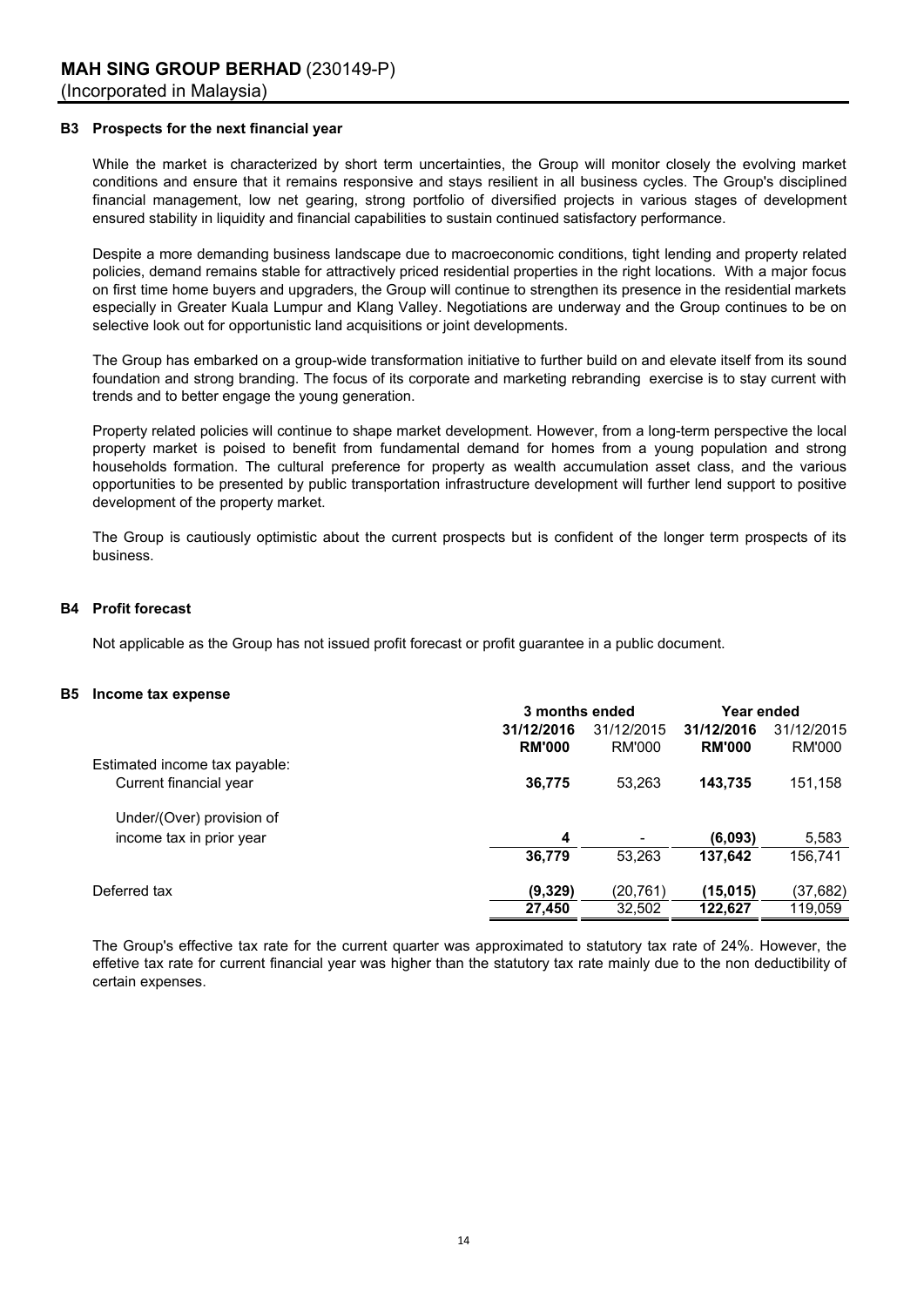**MAH SING GROUP BERHAD** (230149-P)
(Incorporated in Malaysia)

### B3 Prospects for the next financial year

While the market is characterized by short term uncertainties, the Group will monitor closely the evolving market conditions and ensure that it remains responsive and stays resilient in all business cycles. The Group's disciplined financial management, low net gearing, strong portfolio of diversified projects in various stages of development ensured stability in liquidity and financial capabilities to sustain continued satisfactory performance.

Despite a more demanding business landscape due to macroeconomic conditions, tight lending and property related policies, demand remains stable for attractively priced residential properties in the right locations. With a major focus on first time home buyers and upgraders, the Group will continue to strengthen its presence in the residential markets especially in Greater Kuala Lumpur and Klang Valley. Negotiations are underway and the Group continues to be on selective look out for opportunistic land acquisitions or joint developments.

The Group has embarked on a group-wide transformation initiative to further build on and elevate itself from its sound foundation and strong branding. The focus of its corporate and marketing rebranding exercise is to stay current with trends and to better engage the young generation.

Property related policies will continue to shape market development. However, from a long-term perspective the local property market is poised to benefit from fundamental demand for homes from a young population and strong households formation. The cultural preference for property as wealth accumulation asset class, and the various opportunities to be presented by public transportation infrastructure development will further lend support to positive development of the property market.

The Group is cautiously optimistic about the current prospects but is confident of the longer term prospects of its business.

### B4 Profit forecast

Not applicable as the Group has not issued profit forecast or profit guarantee in a public document.

### B5 Income tax expense

| | 3 months ended | | Year ended | |
|---|---|---|---|---|
| | **31/12/2016** | 31/12/2015 | **31/12/2016** | 31/12/2015 |
| | **RM'000** | RM'000 | **RM'000** | RM'000 |
| Estimated income tax payable: | | | | |
| Current financial year | **36,775** | 53,263 | **143,735** | 151,158 |
| Under/(Over) provision of income tax in prior year | **4** | - | **(6,093)** | 5,583 |
| | **36,779** | 53,263 | **137,642** | 156,741 |
| Deferred tax | **(9,329)** | (20,761) | **(15,015)** | (37,682) |
| | **27,450** | 32,502 | **122,627** | 119,059 |

The Group's effective tax rate for the current quarter was approximated to statutory tax rate of 24%. However, the effetive tax rate for current financial year was higher than the statutory tax rate mainly due to the non deductibility of certain expenses.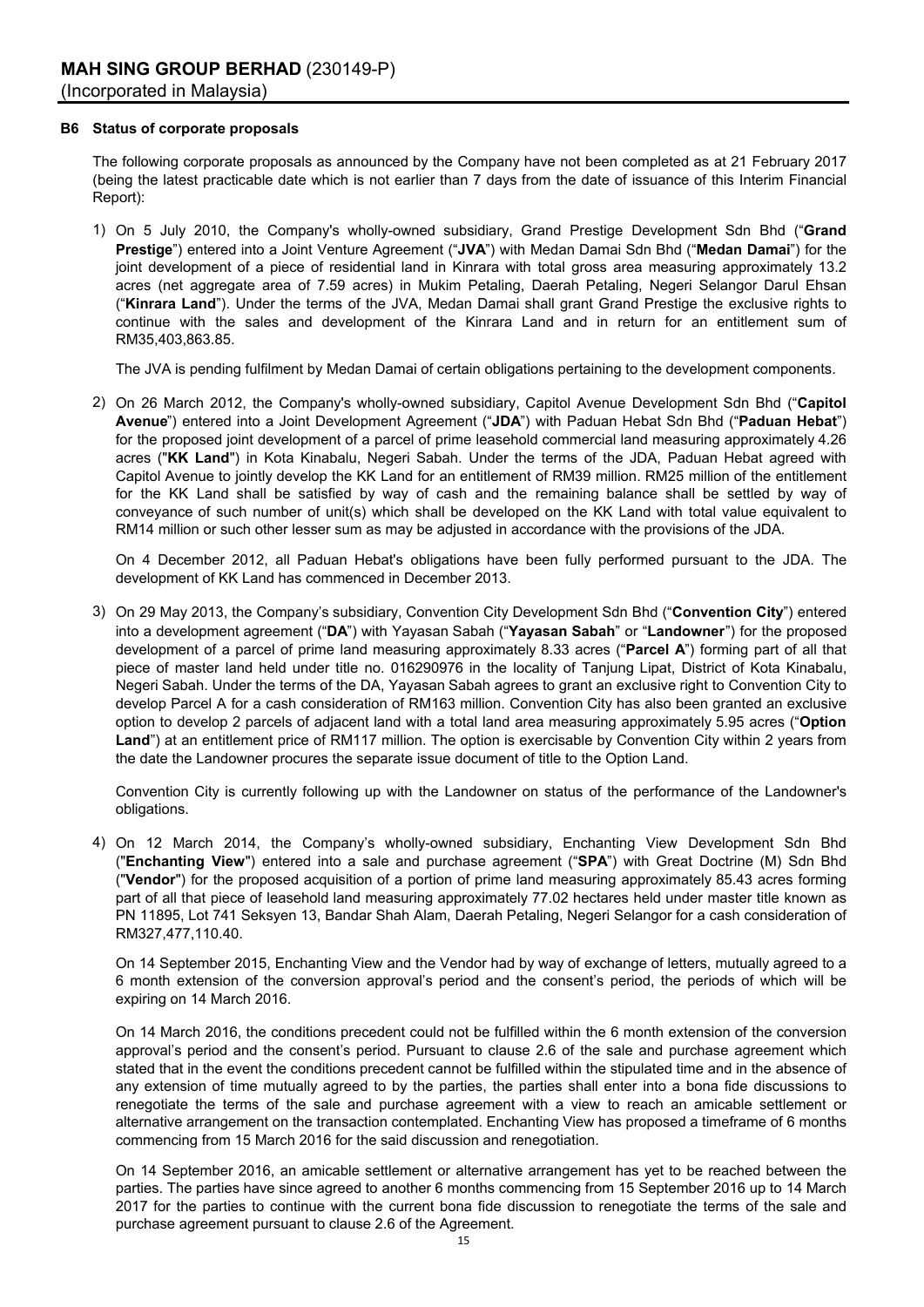## B6 Status of corporate proposals

The following corporate proposals as announced by the Company have not been completed as at 21 February 2017 (being the latest practicable date which is not earlier than 7 days from the date of issuance of this Interim Financial Report):

1) On 5 July 2010, the Company's wholly-owned subsidiary, Grand Prestige Development Sdn Bhd ("**Grand Prestige**") entered into a Joint Venture Agreement ("**JVA**") with Medan Damai Sdn Bhd ("**Medan Damai**") for the joint development of a piece of residential land in Kinrara with total gross area measuring approximately 13.2 acres (net aggregate area of 7.59 acres) in Mukim Petaling, Daerah Petaling, Negeri Selangor Darul Ehsan ("**Kinrara Land**"). Under the terms of the JVA, Medan Damai shall grant Grand Prestige the exclusive rights to continue with the sales and development of the Kinrara Land and in return for an entitlement sum of RM35,403,863.85.

   The JVA is pending fulfilment by Medan Damai of certain obligations pertaining to the development components.

2) On 26 March 2012, the Company's wholly-owned subsidiary, Capitol Avenue Development Sdn Bhd ("**Capitol Avenue**") entered into a Joint Development Agreement ("**JDA**") with Paduan Hebat Sdn Bhd ("**Paduan Hebat**") for the proposed joint development of a parcel of prime leasehold commercial land measuring approximately 4.26 acres ("**KK Land**") in Kota Kinabalu, Negeri Sabah. Under the terms of the JDA, Paduan Hebat agreed with Capitol Avenue to jointly develop the KK Land for an entitlement of RM39 million. RM25 million of the entitlement for the KK Land shall be satisfied by way of cash and the remaining balance shall be settled by way of conveyance of such number of unit(s) which shall be developed on the KK Land with total value equivalent to RM14 million or such other lesser sum as may be adjusted in accordance with the provisions of the JDA.

   On 4 December 2012, all Paduan Hebat's obligations have been fully performed pursuant to the JDA. The development of KK Land has commenced in December 2013.

3) On 29 May 2013, the Company's subsidiary, Convention City Development Sdn Bhd ("**Convention City**") entered into a development agreement ("**DA**") with Yayasan Sabah ("**Yayasan Sabah**" or "**Landowner**") for the proposed development of a parcel of prime land measuring approximately 8.33 acres ("**Parcel A**") forming part of all that piece of master land held under title no. 016290976 in the locality of Tanjung Lipat, District of Kota Kinabalu, Negeri Sabah. Under the terms of the DA, Yayasan Sabah agrees to grant an exclusive right to Convention City to develop Parcel A for a cash consideration of RM163 million. Convention City has also been granted an exclusive option to develop 2 parcels of adjacent land with a total land area measuring approximately 5.95 acres ("**Option Land**") at an entitlement price of RM117 million. The option is exercisable by Convention City within 2 years from the date the Landowner procures the separate issue document of title to the Option Land.

   Convention City is currently following up with the Landowner on status of the performance of the Landowner's obligations.

4) On 12 March 2014, the Company's wholly-owned subsidiary, Enchanting View Development Sdn Bhd ("**Enchanting View**") entered into a sale and purchase agreement ("**SPA**") with Great Doctrine (M) Sdn Bhd ("**Vendor**") for the proposed acquisition of a portion of prime land measuring approximately 85.43 acres forming part of all that piece of leasehold land measuring approximately 77.02 hectares held under master title known as PN 11895, Lot 741 Seksyen 13, Bandar Shah Alam, Daerah Petaling, Negeri Selangor for a cash consideration of RM327,477,110.40.

   On 14 September 2015, Enchanting View and the Vendor had by way of exchange of letters, mutually agreed to a 6 month extension of the conversion approval's period and the consent's period, the periods of which will be expiring on 14 March 2016.

   On 14 March 2016, the conditions precedent could not be fulfilled within the 6 month extension of the conversion approval's period and the consent's period. Pursuant to clause 2.6 of the sale and purchase agreement which stated that in the event the conditions precedent cannot be fulfilled within the stipulated time and in the absence of any extension of time mutually agreed to by the parties, the parties shall enter into a bona fide discussions to renegotiate the terms of the sale and purchase agreement with a view to reach an amicable settlement or alternative arrangement on the transaction contemplated. Enchanting View has proposed a timeframe of 6 months commencing from 15 March 2016 for the said discussion and renegotiation.

   On 14 September 2016, an amicable settlement or alternative arrangement has yet to be reached between the parties. The parties have since agreed to another 6 months commencing from 15 September 2016 up to 14 March 2017 for the parties to continue with the current bona fide discussion to renegotiate the terms of the sale and purchase agreement pursuant to clause 2.6 of the Agreement.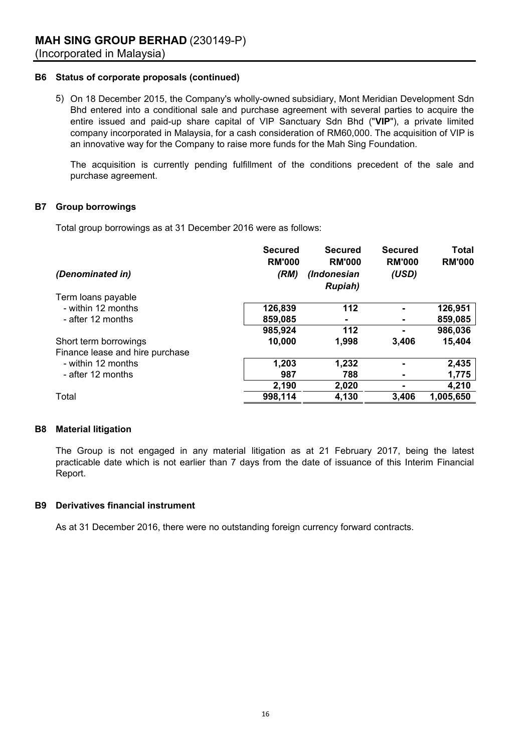**MAH SING GROUP BERHAD** (230149-P)
(Incorporated in Malaysia)

### B6 Status of corporate proposals (continued)

5) On 18 December 2015, the Company's wholly-owned subsidiary, Mont Meridian Development Sdn Bhd entered into a conditional sale and purchase agreement with several parties to acquire the entire issued and paid-up share capital of VIP Sanctuary Sdn Bhd ("**VIP**"), a private limited company incorporated in Malaysia, for a cash consideration of RM60,000. The acquisition of VIP is an innovative way for the Company to raise more funds for the Mah Sing Foundation.

   The acquisition is currently pending fulfillment of the conditions precedent of the sale and purchase agreement.

### B7 Group borrowings

Total group borrowings as at 31 December 2016 were as follows:

| *(Denominated in)* | **Secured RM'000** *(RM)* | **Secured RM'000** *(Indonesian Rupiah)* | **Secured RM'000** *(USD)* | **Total RM'000** |
|---|---|---|---|---|
| Term loans payable | | | | |
| - within 12 months | 126,839 | 112 | - | 126,951 |
| - after 12 months | 859,085 | - | - | 859,085 |
| | 985,924 | 112 | - | 986,036 |
| Short term borrowings | 10,000 | 1,998 | 3,406 | 15,404 |
| Finance lease and hire purchase | | | | |
| - within 12 months | 1,203 | 1,232 | - | 2,435 |
| - after 12 months | 987 | 788 | - | 1,775 |
| | 2,190 | 2,020 | - | 4,210 |
| Total | 998,114 | 4,130 | 3,406 | 1,005,650 |

### B8 Material litigation

The Group is not engaged in any material litigation as at 21 February 2017, being the latest practicable date which is not earlier than 7 days from the date of issuance of this Interim Financial Report.

### B9 Derivatives financial instrument

As at 31 December 2016, there were no outstanding foreign currency forward contracts.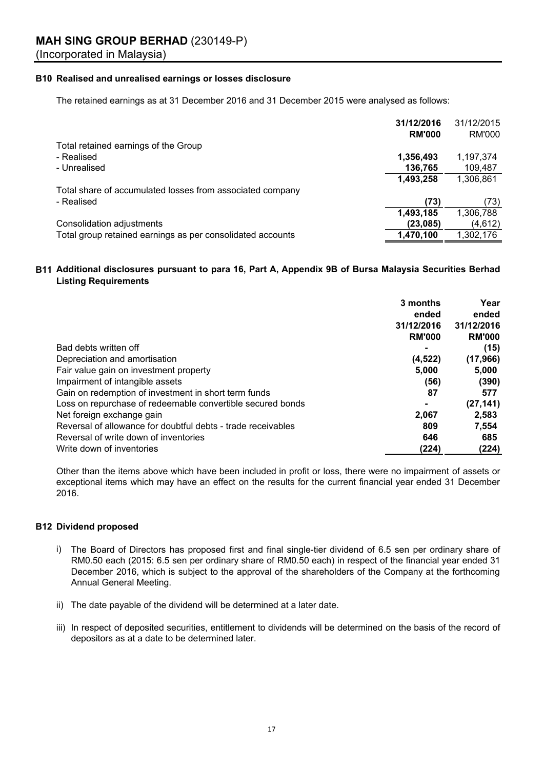**MAH SING GROUP BERHAD** (230149-P)
(Incorporated in Malaysia)

### B10 Realised and unrealised earnings or losses disclosure

The retained earnings as at 31 December 2016 and 31 December 2015 were analysed as follows:

| | 31/12/2016 | 31/12/2015 |
|---|---|---|
| | RM'000 | RM'000 |
| Total retained earnings of the Group | | |
| - Realised | 1,356,493 | 1,197,374 |
| - Unrealised | 136,765 | 109,487 |
| | 1,493,258 | 1,306,861 |
| Total share of accumulated losses from associated company | | |
| - Realised | (73) | (73) |
| | 1,493,185 | 1,306,788 |
| Consolidation adjustments | (23,085) | (4,612) |
| Total group retained earnings as per consolidated accounts | 1,470,100 | 1,302,176 |

### B11 Additional disclosures pursuant to para 16, Part A, Appendix 9B of Bursa Malaysia Securities Berhad Listing Requirements

| | 3 months ended 31/12/2016 | Year ended 31/12/2016 |
|---|---|---|
| | RM'000 | RM'000 |
| Bad debts written off | - | (15) |
| Depreciation and amortisation | (4,522) | (17,966) |
| Fair value gain on investment property | 5,000 | 5,000 |
| Impairment of intangible assets | (56) | (390) |
| Gain on redemption of investment in short term funds | 87 | 577 |
| Loss on repurchase of redeemable convertible secured bonds | - | (27,141) |
| Net foreign exchange gain | 2,067 | 2,583 |
| Reversal of allowance for doubtful debts - trade receivables | 809 | 7,554 |
| Reversal of write down of inventories | 646 | 685 |
| Write down of inventories | (224) | (224) |

Other than the items above which have been included in profit or loss, there were no impairment of assets or exceptional items which may have an effect on the results for the current financial year ended 31 December 2016.

### B12 Dividend proposed

i) The Board of Directors has proposed first and final single-tier dividend of 6.5 sen per ordinary share of RM0.50 each (2015: 6.5 sen per ordinary share of RM0.50 each) in respect of the financial year ended 31 December 2016, which is subject to the approval of the shareholders of the Company at the forthcoming Annual General Meeting.

ii) The date payable of the dividend will be determined at a later date.

iii) In respect of deposited securities, entitlement to dividends will be determined on the basis of the record of depositors as at a date to be determined later.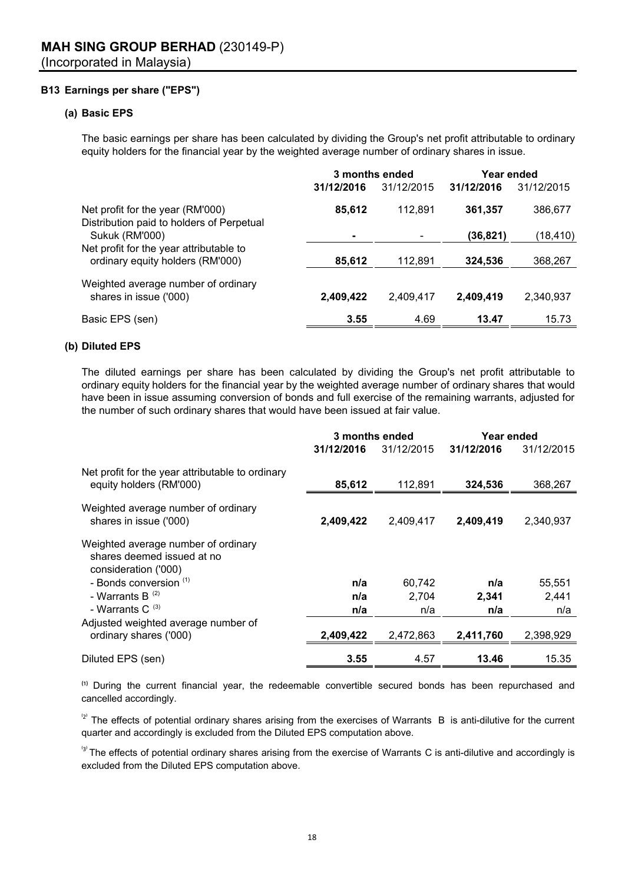**MAH SING GROUP BERHAD** (230149-P)
(Incorporated in Malaysia)

### B13 Earnings per share ("EPS")

#### (a) Basic EPS

The basic earnings per share has been calculated by dividing the Group's net profit attributable to ordinary equity holders for the financial year by the weighted average number of ordinary shares in issue.

| | 3 months ended | | Year ended | |
|---|---|---|---|---|
| | **31/12/2016** | 31/12/2015 | **31/12/2016** | 31/12/2015 |
| Net profit for the year (RM'000) | **85,612** | 112,891 | **361,357** | 386,677 |
| Distribution paid to holders of Perpetual Sukuk (RM'000) | **-** | - | **(36,821)** | (18,410) |
| Net profit for the year attributable to ordinary equity holders (RM'000) | **85,612** | 112,891 | **324,536** | 368,267 |
| Weighted average number of ordinary shares in issue ('000) | **2,409,422** | 2,409,417 | **2,409,419** | 2,340,937 |
| Basic EPS (sen) | **3.55** | 4.69 | **13.47** | 15.73 |

#### (b) Diluted EPS

The diluted earnings per share has been calculated by dividing the Group's net profit attributable to ordinary equity holders for the financial year by the weighted average number of ordinary shares that would have been in issue assuming conversion of bonds and full exercise of the remaining warrants, adjusted for the number of such ordinary shares that would have been issued at fair value.

| | 3 months ended | | Year ended | |
|---|---|---|---|---|
| | **31/12/2016** | 31/12/2015 | **31/12/2016** | 31/12/2015 |
| Net profit for the year attributable to ordinary equity holders (RM'000) | **85,612** | 112,891 | **324,536** | 368,267 |
| Weighted average number of ordinary shares in issue ('000) | **2,409,422** | 2,409,417 | **2,409,419** | 2,340,937 |
| Weighted average number of ordinary shares deemed issued at no consideration ('000) | | | | |
| - Bonds conversion [(1)] | **n/a** | 60,742 | **n/a** | 55,551 |
| - Warrants B [(2)] | **n/a** | 2,704 | **2,341** | 2,441 |
| - Warrants C [(3)] | **n/a** | n/a | **n/a** | n/a |
| Adjusted weighted average number of ordinary shares ('000) | **2,409,422** | 2,472,863 | **2,411,760** | 2,398,929 |
| Diluted EPS (sen) | **3.55** | 4.57 | **13.46** | 15.35 |

[(1)] During the current financial year, the redeemable convertible secured bonds has been repurchased and cancelled accordingly.

[(2)] The effects of potential ordinary shares arising from the exercises of Warrants B is anti-dilutive for the current quarter and accordingly is excluded from the Diluted EPS computation above.

[(3)] The effects of potential ordinary shares arising from the exercise of Warrants C is anti-dilutive and accordingly is excluded from the Diluted EPS computation above.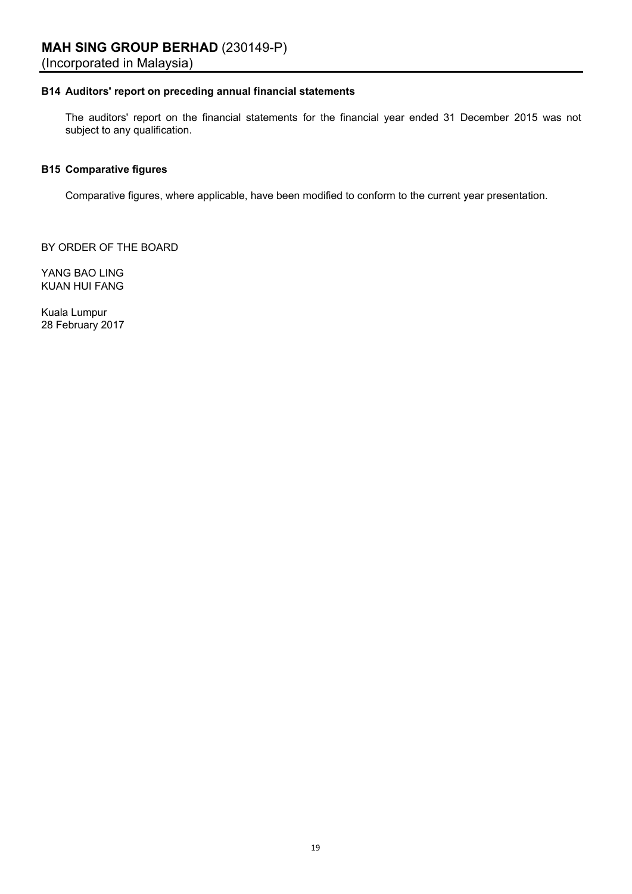**B14 Auditors' report on preceding annual financial statements**

The auditors' report on the financial statements for the financial year ended 31 December 2015 was not subject to any qualification.

**B15 Comparative figures**

Comparative figures, where applicable, have been modified to conform to the current year presentation.

BY ORDER OF THE BOARD

YANG BAO LING
KUAN HUI FANG

Kuala Lumpur
28 February 2017